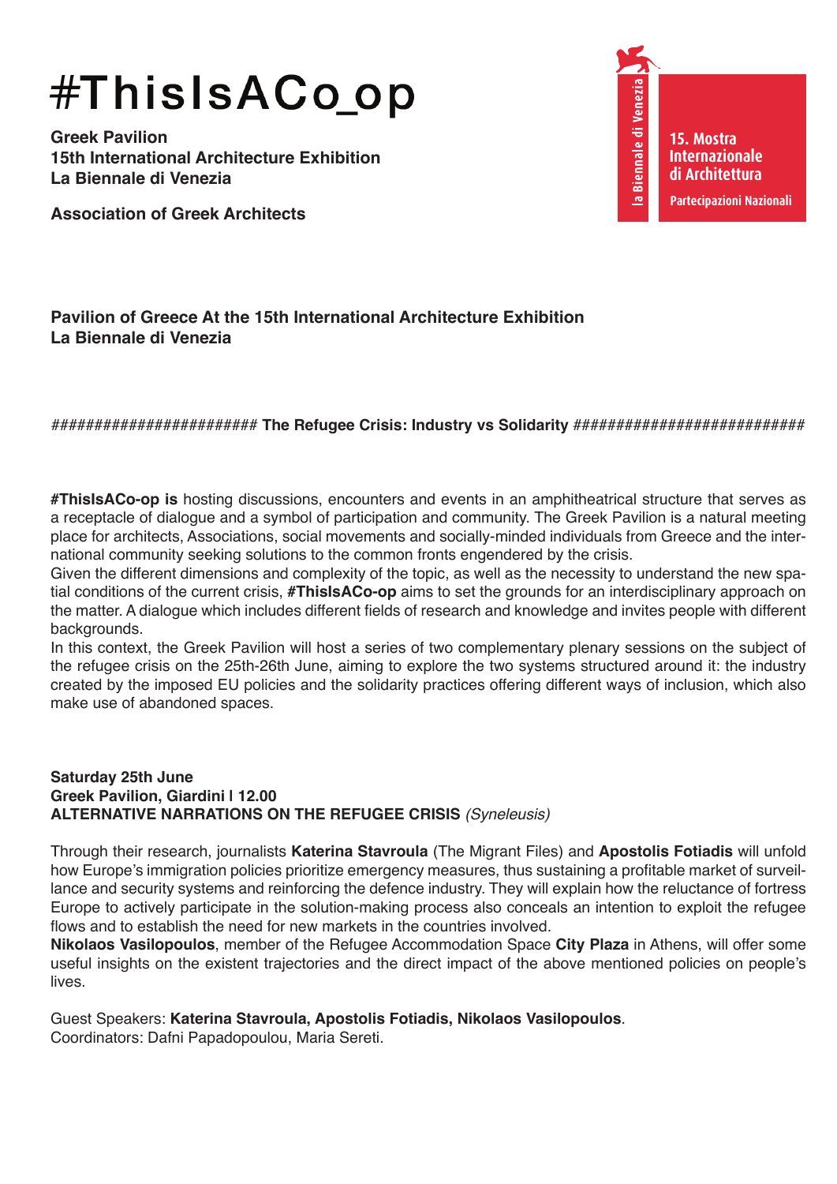# #ThisIsACo_op

**Greek Pavilion**
**15th International Architecture Exhibition**
**La Biennale di Venezia**

**Association of Greek Architects**

la Biennale di Venezia

15. Mostra Internazionale di Architettura

Partecipazioni Nazionali

**Pavilion of Greece At the 15th International Architecture Exhibition**
**La Biennale di Venezia**

####################### **The Refugee Crisis: Industry vs Solidarity** ##########################

**#ThisIsACo-op is** hosting discussions, encounters and events in an amphitheatrical structure that serves as a receptacle of dialogue and a symbol of participation and community. The Greek Pavilion is a natural meeting place for architects, Associations, social movements and socially-minded individuals from Greece and the international community seeking solutions to the common fronts engendered by the crisis.
Given the different dimensions and complexity of the topic, as well as the necessity to understand the new spatial conditions of the current crisis, **#ThisIsACo-op** aims to set the grounds for an interdisciplinary approach on the matter. A dialogue which includes different fields of research and knowledge and invites people with different backgrounds.
In this context, the Greek Pavilion will host a series of two complementary plenary sessions on the subject of the refugee crisis on the 25th-26th June, aiming to explore the two systems structured around it: the industry created by the imposed EU policies and the solidarity practices offering different ways of inclusion, which also make use of abandoned spaces.

**Saturday 25th June**
**Greek Pavilion, Giardini I 12.00**
**ALTERNATIVE NARRATIONS ON THE REFUGEE CRISIS** *(Syneleusis)*

Through their research, journalists **Katerina Stavroula** (The Migrant Files) and **Apostolis Fotiadis** will unfold how Europe's immigration policies prioritize emergency measures, thus sustaining a profitable market of surveillance and security systems and reinforcing the defence industry. They will explain how the reluctance of fortress Europe to actively participate in the solution-making process also conceals an intention to exploit the refugee flows and to establish the need for new markets in the countries involved.
**Nikolaos Vasilopoulos**, member of the Refugee Accommodation Space **City Plaza** in Athens, will offer some useful insights on the existent trajectories and the direct impact of the above mentioned policies on people's lives.

Guest Speakers: **Katerina Stavroula, Apostolis Fotiadis, Nikolaos Vasilopoulos**.
Coordinators: Dafni Papadopoulou, Maria Sereti.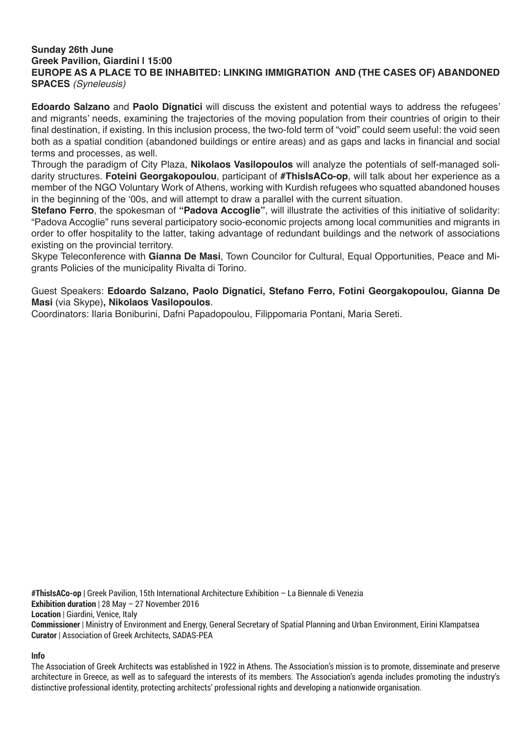**Sunday 26th June**
**Greek Pavilion, Giardini | 15:00**
**EUROPE AS A PLACE TO BE INHABITED: LINKING IMMIGRATION AND (THE CASES OF) ABANDONED SPACES** *(Syneleusis)*

**Edoardo Salzano** and **Paolo Dignatici** will discuss the existent and potential ways to address the refugees' and migrants' needs, examining the trajectories of the moving population from their countries of origin to their final destination, if existing. In this inclusion process, the two-fold term of "void" could seem useful: the void seen both as a spatial condition (abandoned buildings or entire areas) and as gaps and lacks in financial and social terms and processes, as well.

Through the paradigm of City Plaza, **Nikolaos Vasilopoulos** will analyze the potentials of self-managed solidarity structures. **Foteini Georgakopoulou**, participant of **#ThisIsACo-op**, will talk about her experience as a member of the NGO Voluntary Work of Athens, working with Kurdish refugees who squatted abandoned houses in the beginning of the '00s, and will attempt to draw a parallel with the current situation.

**Stefano Ferro**, the spokesman of **"Padova Accoglie"**, will illustrate the activities of this initiative of solidarity: "Padova Accoglie" runs several participatory socio-economic projects among local communities and migrants in order to offer hospitality to the latter, taking advantage of redundant buildings and the network of associations existing on the provincial territory.

Skype Teleconference with **Gianna De Masi**, Town Councilor for Cultural, Equal Opportunities, Peace and Migrants Policies of the municipality Rivalta di Torino.

Guest Speakers: **Edoardo Salzano, Paolo Dignatici, Stefano Ferro, Fotini Georgakopoulou, Gianna De Masi** (via Skype)**, Nikolaos Vasilopoulos**.

Coordinators: Ilaria Boniburini, Dafni Papadopoulou, Filippomaria Pontani, Maria Sereti.

**#ThisIsACo-op** | Greek Pavilion, 15th International Architecture Exhibition – La Biennale di Venezia
**Exhibition duration** | 28 May – 27 November 2016
**Location** | Giardini, Venice, Italy
**Commissioner** | Ministry of Environment and Energy, General Secretary of Spatial Planning and Urban Environment, Eirini Klampatsea
**Curator** | Association of Greek Architects, SADAS-PEA

**Info**

The Association of Greek Architects was established in 1922 in Athens. The Association's mission is to promote, disseminate and preserve architecture in Greece, as well as to safeguard the interests of its members. The Association's agenda includes promoting the industry's distinctive professional identity, protecting architects' professional rights and developing a nationwide organisation.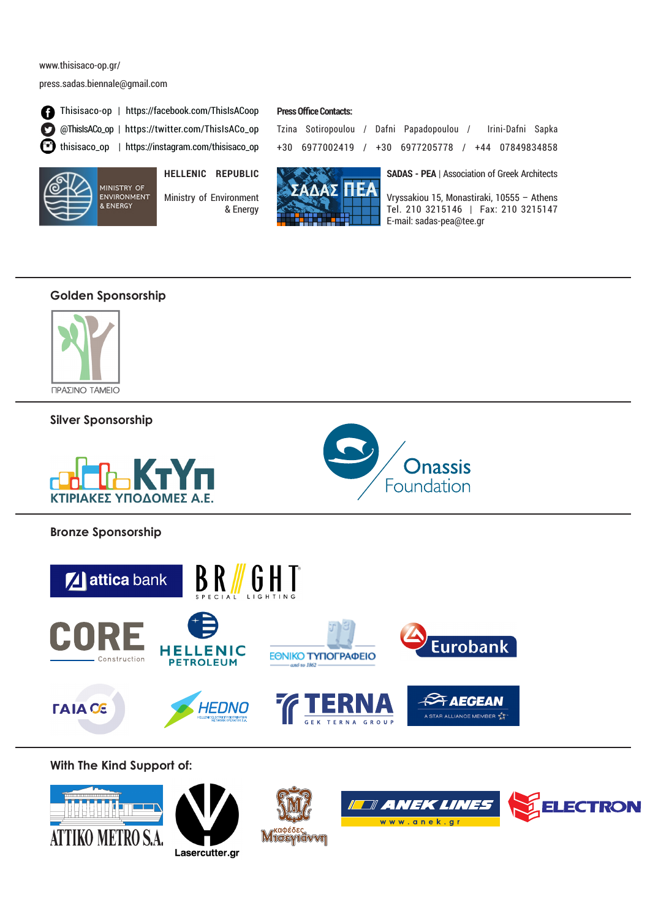www.thisisaco-op.gr/

press.sadas.biennale@gmail.com

Thisisaco-op | https://facebook.com/ThisIsACoop

@ThisIsACo_op | https://twitter.com/ThisIsACo_op

thisisaco_op | https://instagram.com/thisisaco_op

**Press Office Contacts:**

Tzina Sotiropoulou / Dafni Papadopoulou / Irini-Dafni Sapka

+30 6977002419 / +30 6977205778 / +44 07849834858

**HELLENIC REPUBLIC**

Ministry of Environment & Energy

**SADAS - PEA** | Association of Greek Architects

Vryssakiou 15, Monastiraki, 10555 – Athens
Tel. 210 3215146 | Fax: 210 3215147
E-mail: sadas-pea@tee.gr

## Golden Sponsorship

ΠΡΑΣΙΝΟ ΤΑΜΕΙΟ

## Silver Sponsorship

ΚτΥπ – ΚΤΙΡΙΑΚΕΣ ΥΠΟΔΟΜΕΣ Α.Ε.

Onassis Foundation

## Bronze Sponsorship

attica bank

BRIGHT SPECIAL LIGHTING

CORE Construction

HELLENIC PETROLEUM

ΕΘΝΙΚΟ ΤΥΠΟΓΡΑΦΕΙΟ από το 1862

Eurobank

ΓΑΙΑ OSE

HEDNO

TERNA GEK TERNA GROUP

AEGEAN A STAR ALLIANCE MEMBER

## With The Kind Support of:

ATTIKO METRO S.A.

Lasercutter.gr

καφέδες Μισεγιάννη

ANEK LINES www.anek.gr

ELECTRON